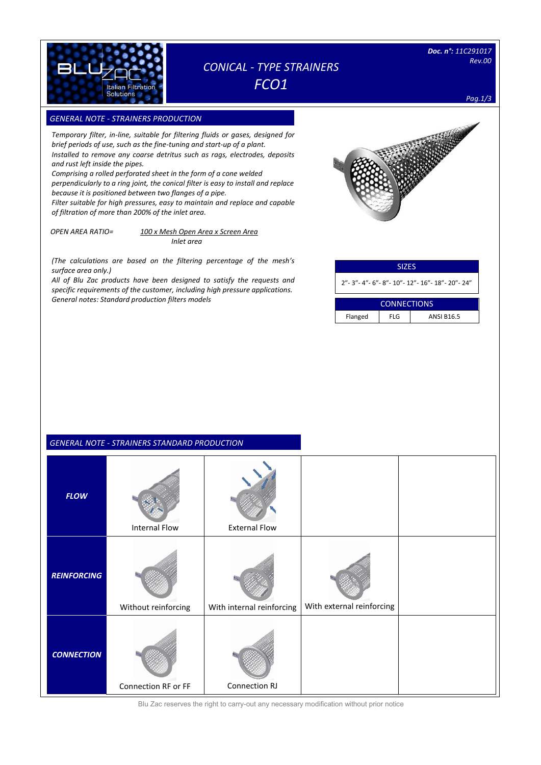# CONICAL - TYPE STRAINERS
# FCO1

**Doc. n°:** 11C291017
Rev.00

## GENERAL NOTE - STRAINERS PRODUCTION

*Temporary filter, in-line, suitable for filtering fluids or gases, designed for brief periods of use, such as the fine-tuning and start-up of a plant.*
*Installed to remove any coarse detritus such as rags, electrodes, deposits and rust left inside the pipes.*
*Comprising a rolled perforated sheet in the form of a cone welded perpendicularly to a ring joint, the conical filter is easy to install and replace because it is positioned between two flanges of a pipe.*
*Filter suitable for high pressures, easy to maintain and replace and capable of filtration of more than 200% of the inlet area.*

*OPEN AREA RATIO=* $\frac{\text{100 x Mesh Open Area x Screen Area}}{\text{Inlet area}}$

*(The calculations are based on the filtering percentage of the mesh's surface area only.)*
*All of Blu Zac products have been designed to satisfy the requests and specific requirements of the customer, including high pressure applications.*
*General notes: Standard production filters models*

| SIZES |
|---|
| 2"- 3"- 4"- 6"- 8"- 10"- 12"- 16"- 18"- 20"- 24" |

| CONNECTIONS | | |
|---|---|---|
| Flanged | FLG | ANSI B16.5 |

## GENERAL NOTE - STRAINERS STANDARD PRODUCTION

| | | | | |
|---|---|---|---|---|
| ***FLOW*** | Internal Flow | External Flow | | |
| ***REINFORCING*** | Without reinforcing | With internal reinforcing | With external reinforcing | |
| ***CONNECTION*** | Connection RF or FF | Connection RJ | | |

Blu Zac reserves the right to carry-out any necessary modification without prior notice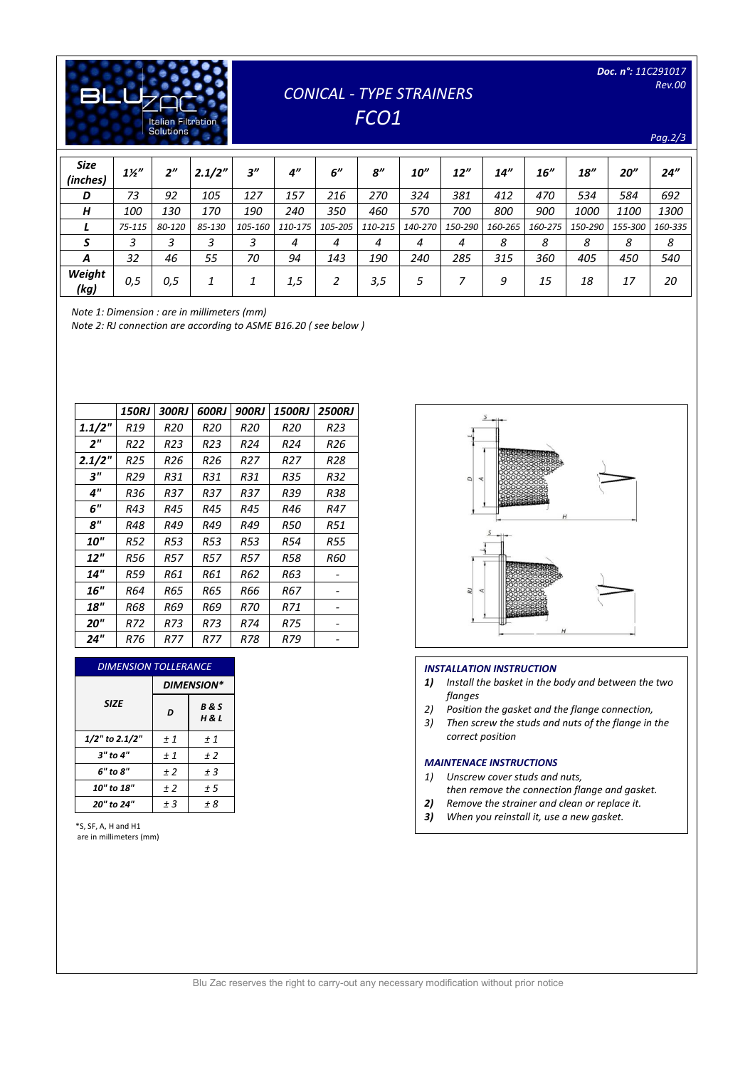# CONICAL - TYPE STRAINERS

## FCO1

| Size (inches) | 1½" | 2" | 2.1/2" | 3" | 4" | 6" | 8" | 10" | 12" | 14" | 16" | 18" | 20" | 24" |
|---|---|---|---|---|---|---|---|---|---|---|---|---|---|---|
| **D** | 73 | 92 | 105 | 127 | 157 | 216 | 270 | 324 | 381 | 412 | 470 | 534 | 584 | 692 |
| **H** | 100 | 130 | 170 | 190 | 240 | 350 | 460 | 570 | 700 | 800 | 900 | 1000 | 1100 | 1300 |
| **L** | 75-115 | 80-120 | 85-130 | 105-160 | 110-175 | 105-205 | 110-215 | 140-270 | 150-290 | 160-265 | 160-275 | 150-290 | 155-300 | 160-335 |
| **S** | 3 | 3 | 3 | 3 | 4 | 4 | 4 | 4 | 4 | 8 | 8 | 8 | 8 | 8 |
| **A** | 32 | 46 | 55 | 70 | 94 | 143 | 190 | 240 | 285 | 315 | 360 | 405 | 450 | 540 |
| **Weight (kg)** | 0,5 | 0,5 | 1 | 1 | 1,5 | 2 | 3,5 | 5 | 7 | 9 | 15 | 18 | 17 | 20 |

*Note 1: Dimension : are in millimeters (mm)*

*Note 2: RJ connection are according to ASME B16.20 ( see below )*

| | 150RJ | 300RJ | 600RJ | 900RJ | 1500RJ | 2500RJ |
|---|---|---|---|---|---|---|
| **1.1/2"** | R19 | R20 | R20 | R20 | R20 | R23 |
| **2"** | R22 | R23 | R23 | R24 | R24 | R26 |
| **2.1/2"** | R25 | R26 | R26 | R27 | R27 | R28 |
| **3"** | R29 | R31 | R31 | R31 | R35 | R32 |
| **4"** | R36 | R37 | R37 | R37 | R39 | R38 |
| **6"** | R43 | R45 | R45 | R45 | R46 | R47 |
| **8"** | R48 | R49 | R49 | R49 | R50 | R51 |
| **10"** | R52 | R53 | R53 | R53 | R54 | R55 |
| **12"** | R56 | R57 | R57 | R57 | R58 | R60 |
| **14"** | R59 | R61 | R61 | R62 | R63 | - |
| **16"** | R64 | R65 | R65 | R66 | R67 | - |
| **18"** | R68 | R69 | R69 | R70 | R71 | - |
| **20"** | R72 | R73 | R73 | R74 | R75 | - |
| **24"** | R76 | R77 | R77 | R78 | R79 | - |

| DIMENSION TOLLERANCE | | |
|---|---|---|
| **SIZE** | **DIMENSION*** | |
| | **D** | **B & S H & L** |
| 1/2" to 2.1/2" | ± 1 | ± 1 |
| 3" to 4" | ± 1 | ± 2 |
| 6" to 8" | ± 2 | ± 3 |
| 10" to 18" | ± 2 | ± 5 |
| 20" to 24" | ± 3 | ± 8 |

*S, SF, A, H and H1 are in millimeters (mm)

### INSTALLATION INSTRUCTION

1) Install the basket in the body and between the two flanges
2) Position the gasket and the flange connection,
3) Then screw the studs and nuts of the flange in the correct position

### MAINTENACE INSTRUCTIONS

1) Unscrew cover studs and nuts, then remove the connection flange and gasket.
2) Remove the strainer and clean or replace it.
3) When you reinstall it, use a new gasket.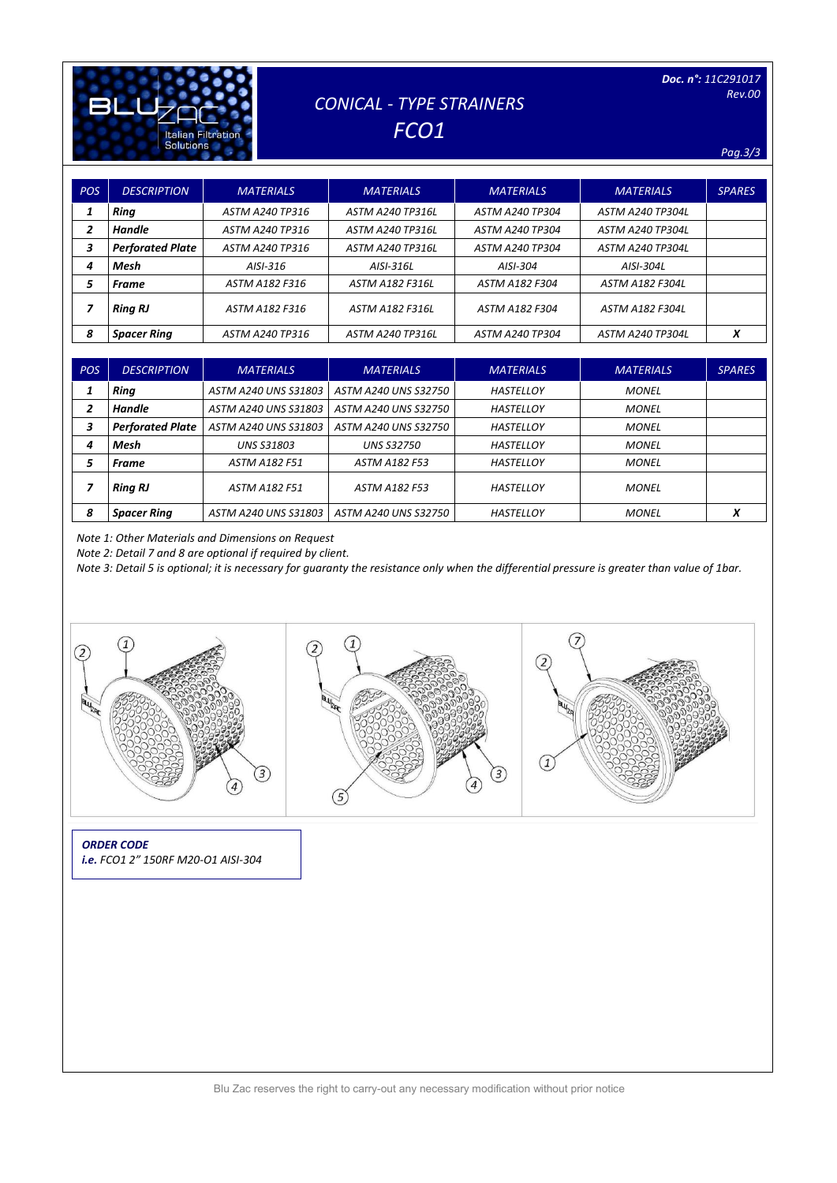| POS | DESCRIPTION | MATERIALS | MATERIALS | MATERIALS | MATERIALS | SPARES |
|---|---|---|---|---|---|---|
| **1** | **Ring** | ASTM A240 TP316 | ASTM A240 TP316L | ASTM A240 TP304 | ASTM A240 TP304L | |
| **2** | **Handle** | ASTM A240 TP316 | ASTM A240 TP316L | ASTM A240 TP304 | ASTM A240 TP304L | |
| **3** | **Perforated Plate** | ASTM A240 TP316 | ASTM A240 TP316L | ASTM A240 TP304 | ASTM A240 TP304L | |
| **4** | **Mesh** | AISI-316 | AISI-316L | AISI-304 | AISI-304L | |
| **5** | **Frame** | ASTM A182 F316 | ASTM A182 F316L | ASTM A182 F304 | ASTM A182 F304L | |
| **7** | **Ring RJ** | ASTM A182 F316 | ASTM A182 F316L | ASTM A182 F304 | ASTM A182 F304L | |
| **8** | **Spacer Ring** | ASTM A240 TP316 | ASTM A240 TP316L | ASTM A240 TP304 | ASTM A240 TP304L | **X** |

| POS | DESCRIPTION | MATERIALS | MATERIALS | MATERIALS | MATERIALS | SPARES |
|---|---|---|---|---|---|---|
| **1** | **Ring** | ASTM A240 UNS S31803 | ASTM A240 UNS S32750 | HASTELLOY | MONEL | |
| **2** | **Handle** | ASTM A240 UNS S31803 | ASTM A240 UNS S32750 | HASTELLOY | MONEL | |
| **3** | **Perforated Plate** | ASTM A240 UNS S31803 | ASTM A240 UNS S32750 | HASTELLOY | MONEL | |
| **4** | **Mesh** | UNS S31803 | UNS S32750 | HASTELLOY | MONEL | |
| **5** | **Frame** | ASTM A182 F51 | ASTM A182 F53 | HASTELLOY | MONEL | |
| **7** | **Ring RJ** | ASTM A182 F51 | ASTM A182 F53 | HASTELLOY | MONEL | |
| **8** | **Spacer Ring** | ASTM A240 UNS S31803 | ASTM A240 UNS S32750 | HASTELLOY | MONEL | **X** |

*Note 1: Other Materials and Dimensions on Request*

*Note 2: Detail 7 and 8 are optional if required by client.*

*Note 3: Detail 5 is optional; it is necessary for guaranty the resistance only when the differential pressure is greater than value of 1bar.*

2 1 3 4

2 1 5 4 3

7 2 1

***ORDER CODE***

***i.e.*** *FCO1 2" 150RF M20-O1 AISI-304*

Blu Zac reserves the right to carry-out any necessary modification without prior notice